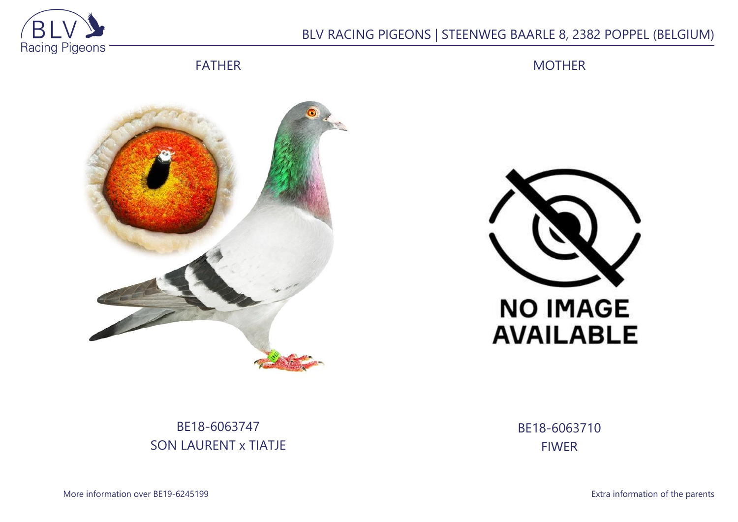BLV RACING PIGEONS | STEENWEG BAARLE 8, 2382 POPPEL (BELGIUM)

| FATHER | MOTHER |
| --- | --- |
| BE18-6063747 | BE18-6063710 |
| SON LAURENT x TIATJE | FIWER |

NO IMAGE AVAILABLE

More information over BE19-6245199

Extra information of the parents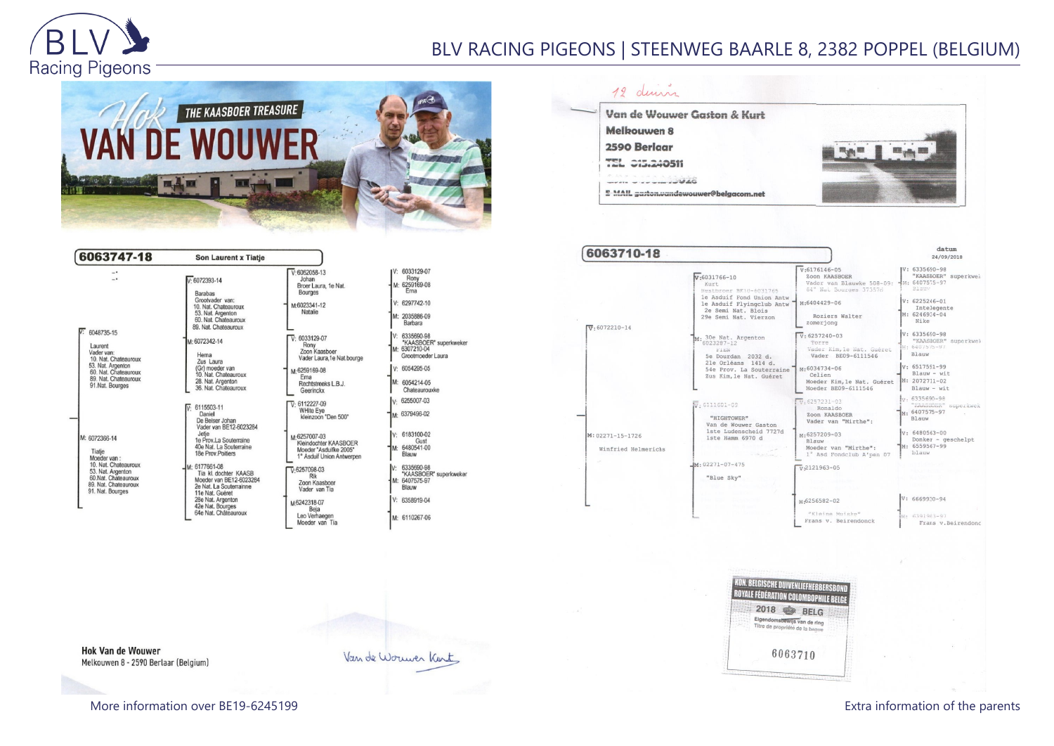# Hok VAN DE WOUWER

THE KAASBOER TREASURE

## 6063747-18 — Son Laurent x Tiatje

**V: 6048735-15**
Laurent
Vader van:
10. Nat. Chateauroux
53. Nat. Argenton
60. Nat. Chateauroux
89. Nat. Chateauroux
91.Nat. Bourges

- V: 6072393-14
  Barabas
  Grootvader van:
  10. Nat. Chateauroux
  53. Nat. Argenton
  60. Nat. Chateauroux
  89. Nat. Chateauroux
  - V: 6062058-13
    Johan
    Broer Laura, 1e Nat. Bourges
    - V: 6033129-07 Rony
    - M: 6259169-08 Erna
  - M: 6023341-12
    Natalie
    - V: 6297742-10
    - M: 2035886-09 Barbara
- M: 6072342-14
  Hema
  Zus Laura
  (Gr) moeder van
  10. Nat. Chateauroux
  28. Nat. Argenton
  36. Nat. Chateauroux
  - V: 6033129-07
    Rony
    Zoon Kaasboer
    Vader Laura,1e Nat.bourge
    - V: 6335690-98 "KAASBOER" superkweker
    - M: 6307210-04 Grootmoeder Laura
  - M: 6259169-08
    Erna
    Rechtstreeks L.B.J.
    Geerinckx
    - V: 6054295-05
    - M: 6054214-05 Chateaurouxke

**M: 6072366-14**
Tiatje
Moeder van :
10. Nat. Chateauroux
53. Nat. Argenton
60.Nat. Chateauroux
89. Nat. Chateauroux
91. Nat. Bourges

- V: 6115503-11
  Daniel
  De Belser Johan
  Vader van BE12-6023284
  Jetje
  1e Prov.La Souterraine
  40e Nat. La Souterraine
  18e Prov.Poitiers
  - V: 6112227-09
    WHite Eye
    kleinzoon "Den 500"
    - V: 6255007-03
    - M: 6379496-02
  - M: 6257007-03
    Kleindochter KAASBOER
    Moeder "Asdulfke 2005"
    1° Asduif Union Antwerpen
    - V: 6183100-02 Gust
    - M: 6480541-00 Blauw
- M: 6177661-08
  Tia kl. dochter KAASB
  Moeder van BE12-6023284
  2e Nat. La Souterrainne
  11e Nat. Guéret
  28e Nat. Argenton
  42e Nat. Bourges
  64e Nat. Châteauroux
  - V: 6257098-03
    Rik
    Zoon Kaasboer
    Vader van Tia
    - V: 6335690-98 "KAASBOER" superkweker
    - M: 6407575-97 Blauw
  - M: 6242318-07
    Beja
    Leo Verhaegen
    Moeder van Tia
    - V: 6358919-04
    - M: 6110267-06

Hok Van de Wouwer
Melkouwen 8 - 2590 Berlaar (Belgium)

Van de Wouwer Kurt

---

12 duiven

**Van de Wouwer Gaston & Kurt**
**Melkouwen 8**
**2590 Berlaar**
**TEL 015.240511**
**E-MAIL gaston.vandewouwer@belgacom.net**

## 6063710-18

datum 24/09/2018

**V: 6072210-14**

- V: 6031766-10
  Kurt
  Nestbroer BE10-6031765
  1e Asduif Fond Union Antw
  1e Asduif Flyingclub Antw
  2e Semi Nat. Blois
  29e Semi Nat. Vierzon
  - V: 6176146-05
    Zoon KAASBOER
    Vader van Blauwke 508-09:
    64° Nat. Bourges 37357d
    - V: 6335690-98 "KAASBOER" superkwek
    - M: 6407575-97 Blauw
  - M: 6404429-06
    Roziers Walter
    zomerjong
    - V: 6225246-01 Intelegente
    - M: 6246934-04 Nike
- M: 6023287-12
  30e Nat. Argenton
  Fien
  5e Dourdan 2032 d.
  21e Orléans 1414 d.
  54e Prov. La Souterraine
  Zus Kim,1e Nat. Guéret
  - V: 6257240-03
    Torre
    Vader Kim,1e Nat. Guéret
    Vader BE09-6111546
    - V: 6335690-98 "KAASBOER" superkwek
    - M: 6407575-97 Blauw
  - M: 6034734-06
    Celien
    Moeder Kim,1e Nat. Guéret
    Moeder BE09-6111546
    - V: 6517551-99 Blauw - wit
    - M: 2072711-02 Blauw - wit

**M: 02271-15-1726**
Winfried Helmericks

- V: 0111601-05
  "HIGHTOWER"
  Van de Wouwer Gaston
  1ste Ludenscheid 7727d
  1ste Hamm 6970 d
  - V: 6257231-03
    Ronaldo
    Zoon KAASBOER
    Vader van "Mirthe":
    - V: 6335690-98 "KAASBOER" superkwek
    - M: 6407575-97 Blauw
  - M: 6257209-03
    Blauw
    Moeder van "Mirthe":
    1° Asd Fondclub A'pen 07
    - V: 6480563-00 Donker - geschelpt
    - M: 6559567-99 Blauw
- M: 02271-07-475
  "Blue Sky"
  - V: 2121963-05
  - M: 6256582-02
    "Kleine Muiske"
    Frans v. Beirendonck
    - V: 6669930-94
    - M: 6391963-93 Frans v.Beirendonc

KON. BELGISCHE DUIVENLIEFHEBBERSBOND
ROYALE FÉDÉRATION COLOMBOPHILE BELGE
2018 BELG
Eigendomsbewijs van de ring
Titre de propriété de la bague
6063710

More information over BE19-6245199

Extra information of the parents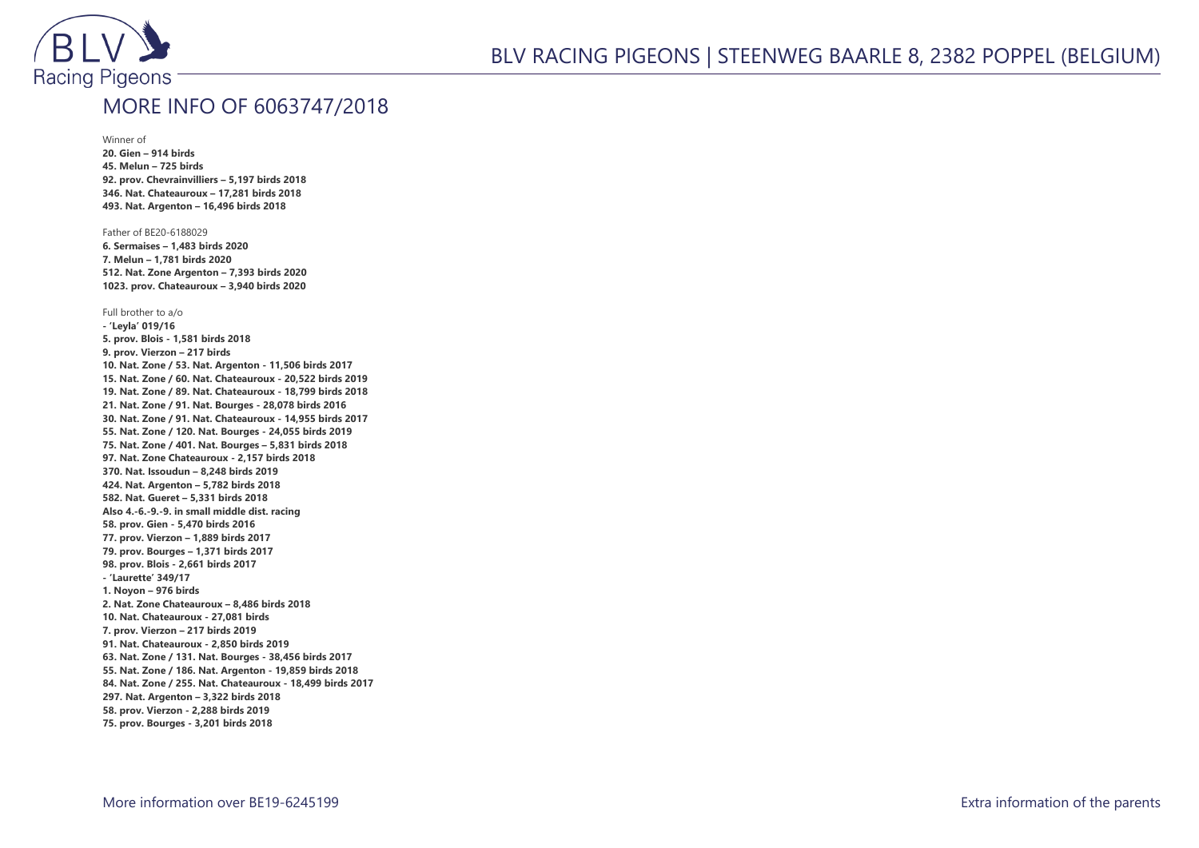## MORE INFO OF 6063747/2018

Winner of

**20. Gien – 914 birds**
**45. Melun – 725 birds**
**92. prov. Chevrainvilliers – 5,197 birds 2018**
**346. Nat. Chateauroux – 17,281 birds 2018**
**493. Nat. Argenton – 16,496 birds 2018**

Father of BE20-6188029

**6. Sermaises – 1,483 birds 2020**
**7. Melun – 1,781 birds 2020**
**512. Nat. Zone Argenton – 7,393 birds 2020**
**1023. prov. Chateauroux – 3,940 birds 2020**

Full brother to a/o

**- 'Leyla' 019/16**
**5. prov. Blois - 1,581 birds 2018**
**9. prov. Vierzon – 217 birds**
**10. Nat. Zone / 53. Nat. Argenton - 11,506 birds 2017**
**15. Nat. Zone / 60. Nat. Chateauroux - 20,522 birds 2019**
**19. Nat. Zone / 89. Nat. Chateauroux - 18,799 birds 2018**
**21. Nat. Zone / 91. Nat. Bourges - 28,078 birds 2016**
**30. Nat. Zone / 91. Nat. Chateauroux - 14,955 birds 2017**
**55. Nat. Zone / 120. Nat. Bourges - 24,055 birds 2019**
**75. Nat. Zone / 401. Nat. Bourges – 5,831 birds 2018**
**97. Nat. Zone Chateauroux - 2,157 birds 2018**
**370. Nat. Issoudun – 8,248 birds 2019**
**424. Nat. Argenton – 5,782 birds 2018**
**582. Nat. Gueret – 5,331 birds 2018**
**Also 4.-6.-9.-9. in small middle dist. racing**
**58. prov. Gien - 5,470 birds 2016**
**77. prov. Vierzon – 1,889 birds 2017**
**79. prov. Bourges – 1,371 birds 2017**
**98. prov. Blois - 2,661 birds 2017**
**- 'Laurette' 349/17**
**1. Noyon – 976 birds**
**2. Nat. Zone Chateauroux – 8,486 birds 2018**
**10. Nat. Chateauroux - 27,081 birds**
**7. prov. Vierzon – 217 birds 2019**
**91. Nat. Chateauroux - 2,850 birds 2019**
**63. Nat. Zone / 131. Nat. Bourges - 38,456 birds 2017**
**55. Nat. Zone / 186. Nat. Argenton - 19,859 birds 2018**
**84. Nat. Zone / 255. Nat. Chateauroux - 18,499 birds 2017**
**297. Nat. Argenton – 3,322 birds 2018**
**58. prov. Vierzon - 2,288 birds 2019**
**75. prov. Bourges - 3,201 birds 2018**

More information over BE19-6245199

Extra information of the parents